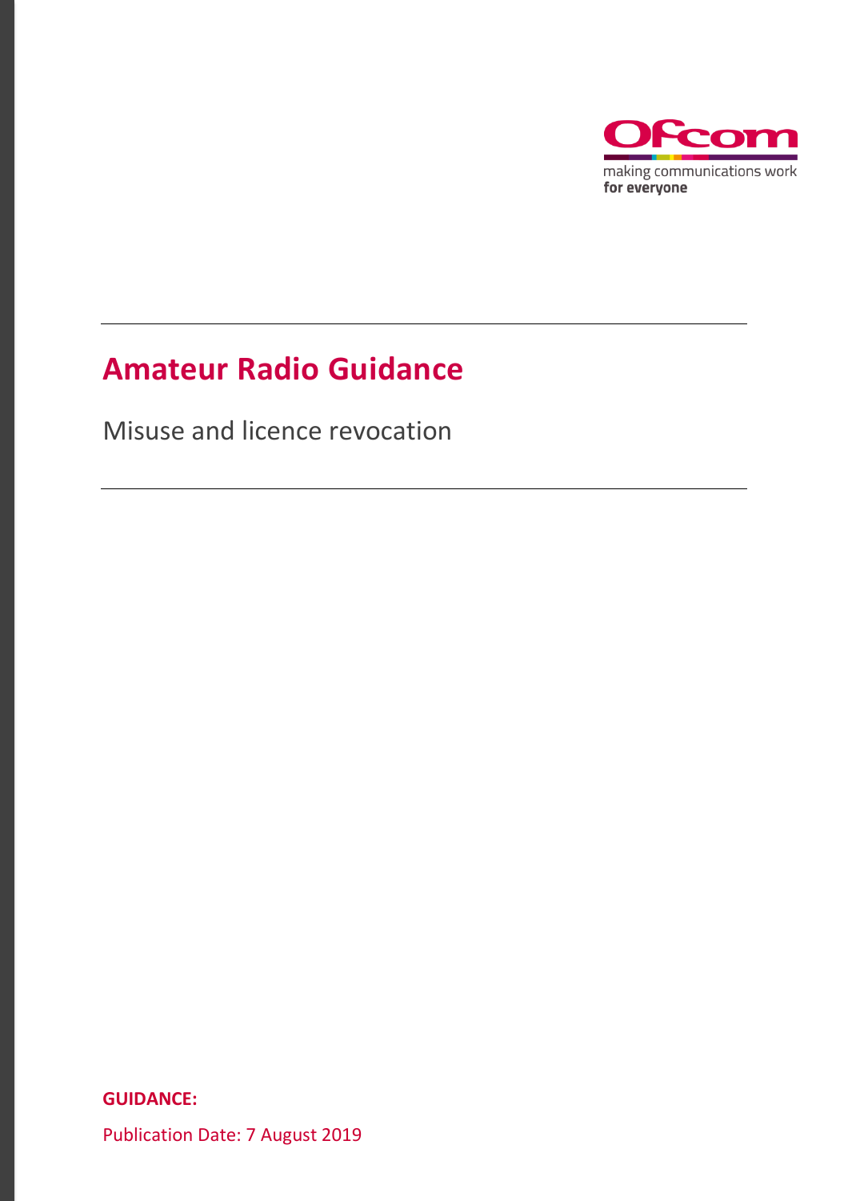Ofcom

making communications work
**for everyone**

# Amateur Radio Guidance

Misuse and licence revocation

**GUIDANCE:**

Publication Date: 7 August 2019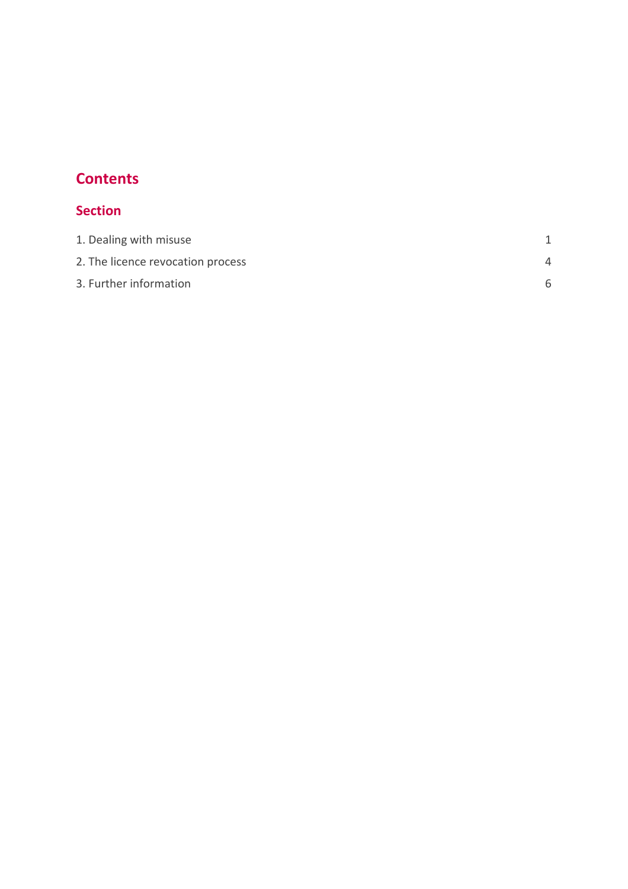# Contents

## Section

| | |
|---|---|
| 1. Dealing with misuse | 1 |
| 2. The licence revocation process | 4 |
| 3. Further information | 6 |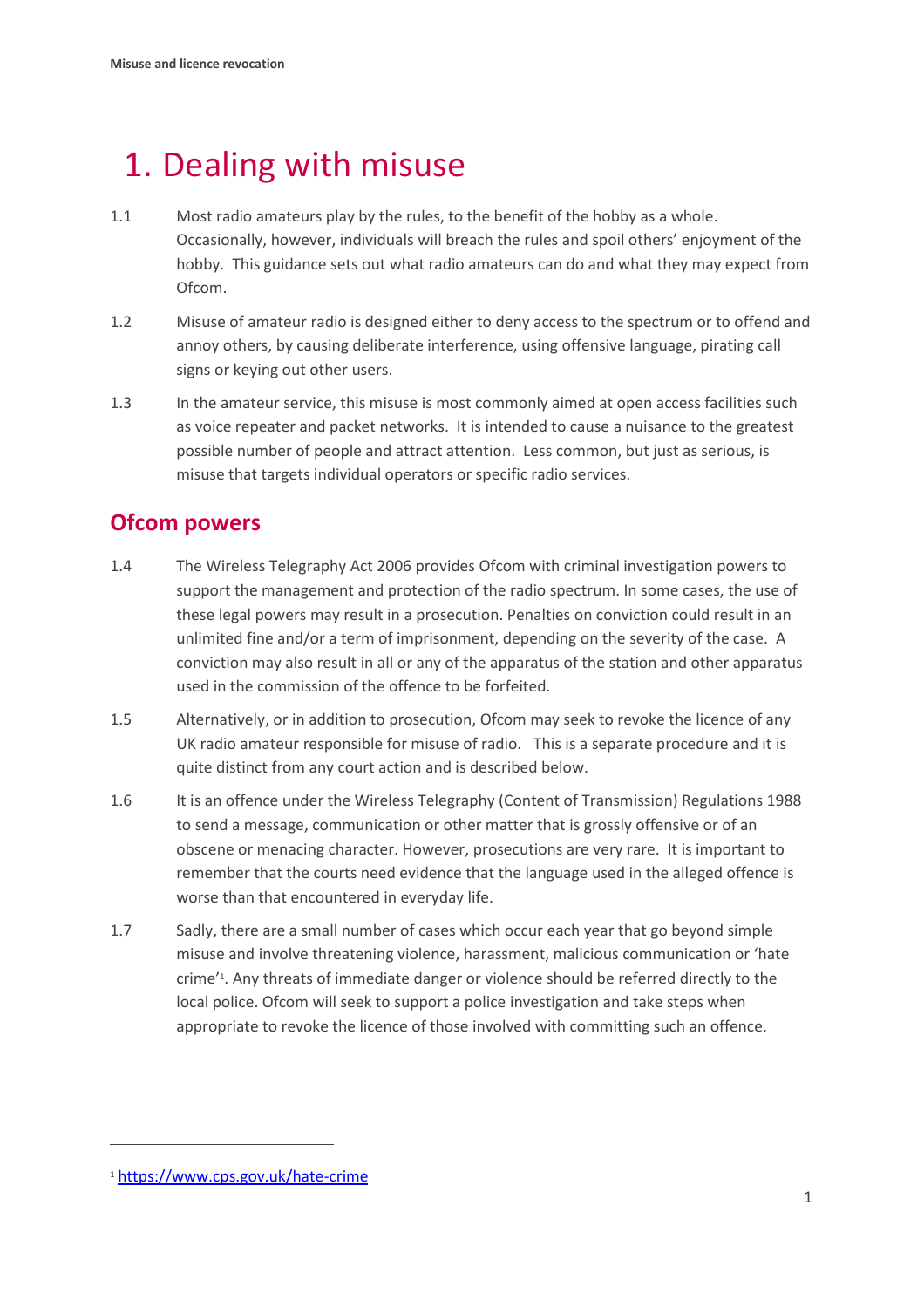# 1. Dealing with misuse

1.1 Most radio amateurs play by the rules, to the benefit of the hobby as a whole. Occasionally, however, individuals will breach the rules and spoil others' enjoyment of the hobby. This guidance sets out what radio amateurs can do and what they may expect from Ofcom.

1.2 Misuse of amateur radio is designed either to deny access to the spectrum or to offend and annoy others, by causing deliberate interference, using offensive language, pirating call signs or keying out other users.

1.3 In the amateur service, this misuse is most commonly aimed at open access facilities such as voice repeater and packet networks. It is intended to cause a nuisance to the greatest possible number of people and attract attention. Less common, but just as serious, is misuse that targets individual operators or specific radio services.

## Ofcom powers

1.4 The Wireless Telegraphy Act 2006 provides Ofcom with criminal investigation powers to support the management and protection of the radio spectrum. In some cases, the use of these legal powers may result in a prosecution. Penalties on conviction could result in an unlimited fine and/or a term of imprisonment, depending on the severity of the case. A conviction may also result in all or any of the apparatus of the station and other apparatus used in the commission of the offence to be forfeited.

1.5 Alternatively, or in addition to prosecution, Ofcom may seek to revoke the licence of any UK radio amateur responsible for misuse of radio. This is a separate procedure and it is quite distinct from any court action and is described below.

1.6 It is an offence under the Wireless Telegraphy (Content of Transmission) Regulations 1988 to send a message, communication or other matter that is grossly offensive or of an obscene or menacing character. However, prosecutions are very rare. It is important to remember that the courts need evidence that the language used in the alleged offence is worse than that encountered in everyday life.

1.7 Sadly, there are a small number of cases which occur each year that go beyond simple misuse and involve threatening violence, harassment, malicious communication or 'hate crime'[1]. Any threats of immediate danger or violence should be referred directly to the local police. Ofcom will seek to support a police investigation and take steps when appropriate to revoke the licence of those involved with committing such an offence.

---

[1] https://www.cps.gov.uk/hate-crime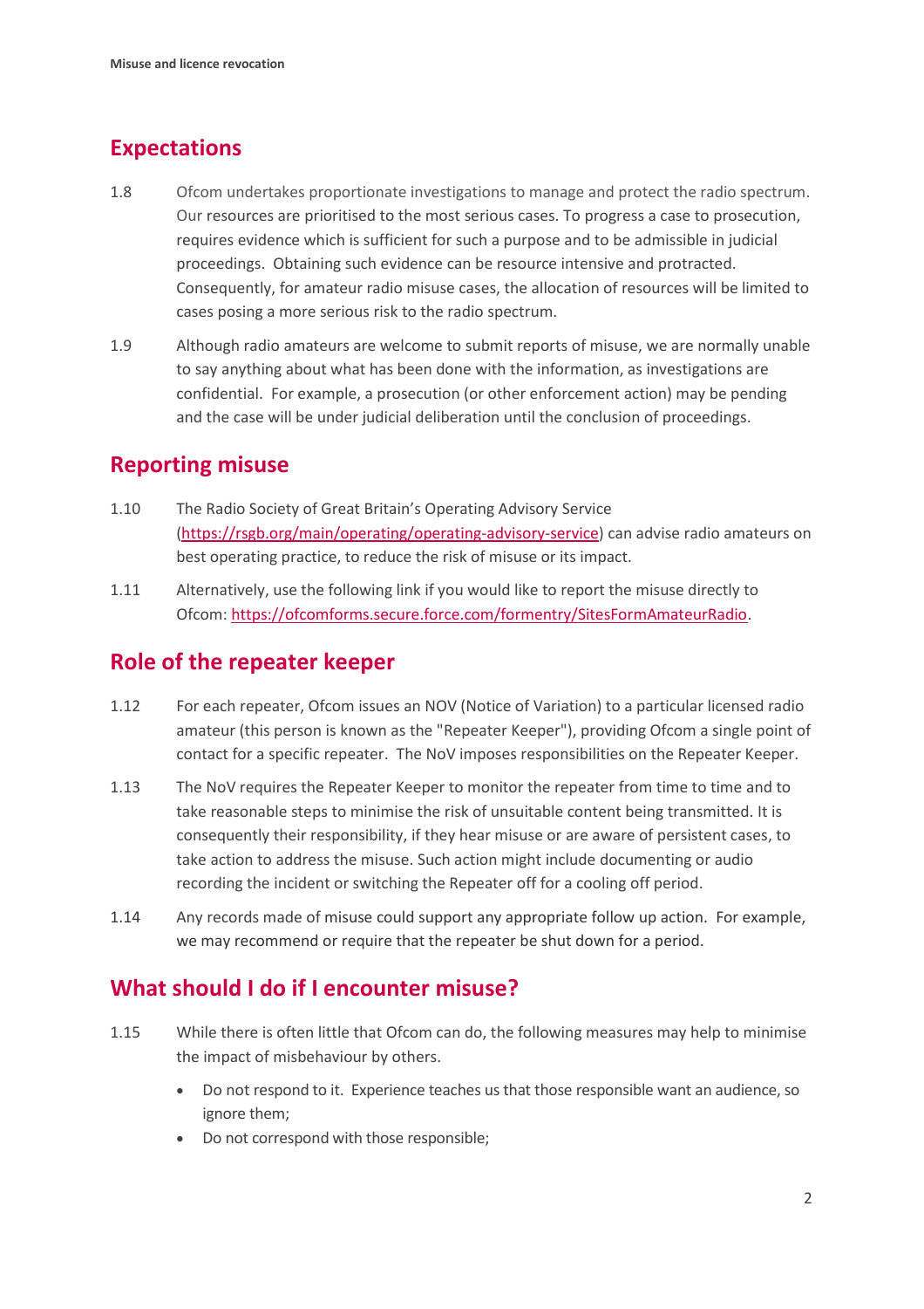## Expectations

1.8 Ofcom undertakes proportionate investigations to manage and protect the radio spectrum. Our resources are prioritised to the most serious cases. To progress a case to prosecution, requires evidence which is sufficient for such a purpose and to be admissible in judicial proceedings. Obtaining such evidence can be resource intensive and protracted. Consequently, for amateur radio misuse cases, the allocation of resources will be limited to cases posing a more serious risk to the radio spectrum.

1.9 Although radio amateurs are welcome to submit reports of misuse, we are normally unable to say anything about what has been done with the information, as investigations are confidential. For example, a prosecution (or other enforcement action) may be pending and the case will be under judicial deliberation until the conclusion of proceedings.

## Reporting misuse

1.10 The Radio Society of Great Britain's Operating Advisory Service (https://rsgb.org/main/operating/operating-advisory-service) can advise radio amateurs on best operating practice, to reduce the risk of misuse or its impact.

1.11 Alternatively, use the following link if you would like to report the misuse directly to Ofcom: https://ofcomforms.secure.force.com/formentry/SitesFormAmateurRadio.

## Role of the repeater keeper

1.12 For each repeater, Ofcom issues an NOV (Notice of Variation) to a particular licensed radio amateur (this person is known as the "Repeater Keeper"), providing Ofcom a single point of contact for a specific repeater. The NoV imposes responsibilities on the Repeater Keeper.

1.13 The NoV requires the Repeater Keeper to monitor the repeater from time to time and to take reasonable steps to minimise the risk of unsuitable content being transmitted. It is consequently their responsibility, if they hear misuse or are aware of persistent cases, to take action to address the misuse. Such action might include documenting or audio recording the incident or switching the Repeater off for a cooling off period.

1.14 Any records made of misuse could support any appropriate follow up action. For example, we may recommend or require that the repeater be shut down for a period.

## What should I do if I encounter misuse?

1.15 While there is often little that Ofcom can do, the following measures may help to minimise the impact of misbehaviour by others.

- Do not respond to it. Experience teaches us that those responsible want an audience, so ignore them;
- Do not correspond with those responsible;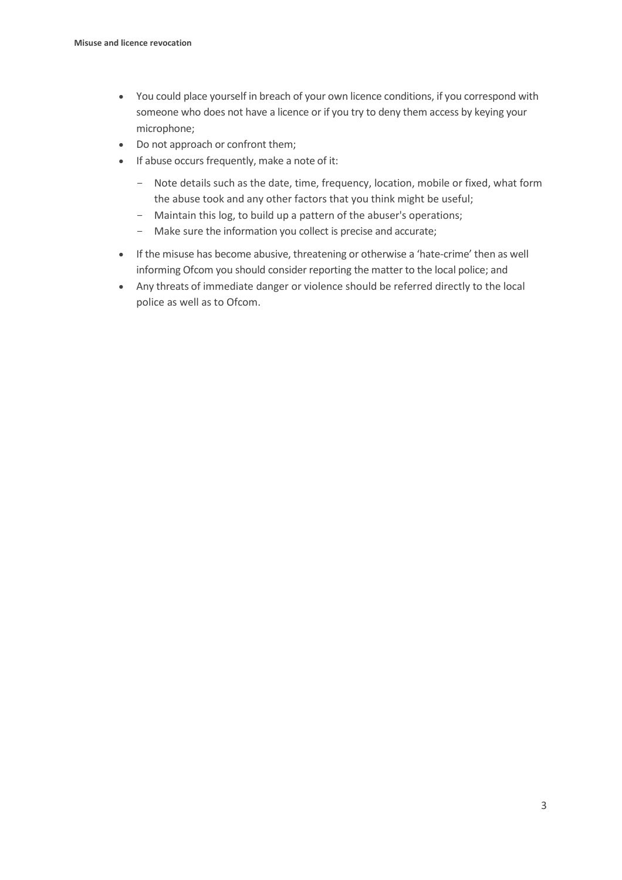- You could place yourself in breach of your own licence conditions, if you correspond with someone who does not have a licence or if you try to deny them access by keying your microphone;
- Do not approach or confront them;
- If abuse occurs frequently, make a note of it:
  - Note details such as the date, time, frequency, location, mobile or fixed, what form the abuse took and any other factors that you think might be useful;
  - Maintain this log, to build up a pattern of the abuser's operations;
  - Make sure the information you collect is precise and accurate;
- If the misuse has become abusive, threatening or otherwise a 'hate-crime' then as well informing Ofcom you should consider reporting the matter to the local police; and
- Any threats of immediate danger or violence should be referred directly to the local police as well as to Ofcom.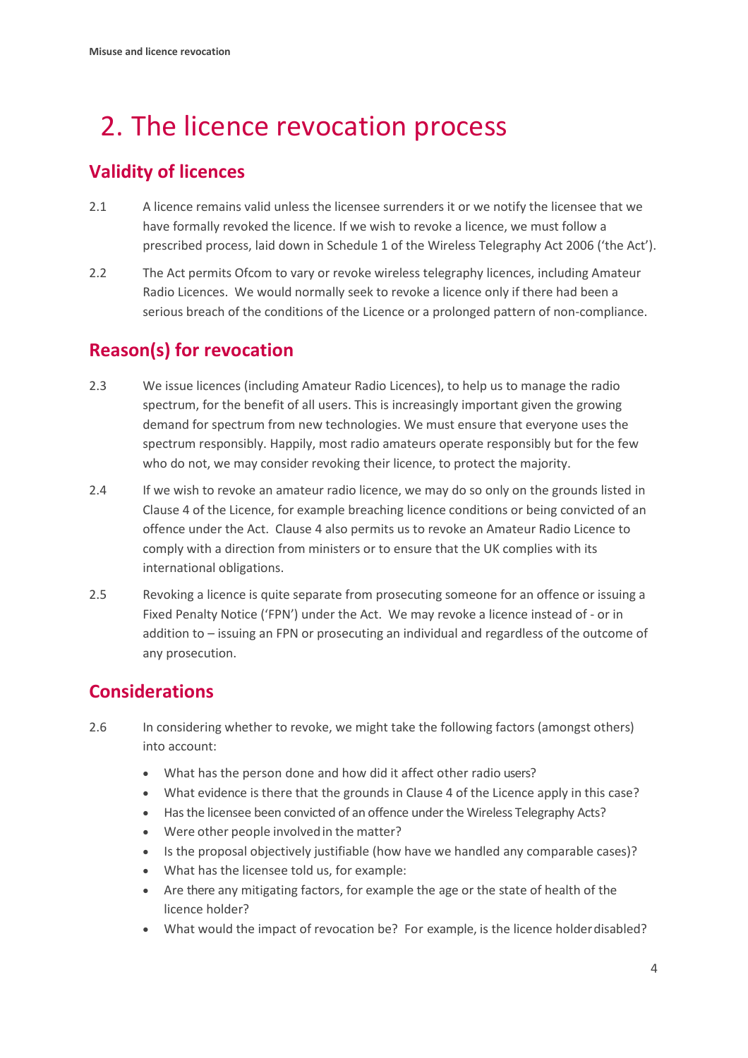# 2. The licence revocation process

## Validity of licences

2.1 A licence remains valid unless the licensee surrenders it or we notify the licensee that we have formally revoked the licence. If we wish to revoke a licence, we must follow a prescribed process, laid down in Schedule 1 of the Wireless Telegraphy Act 2006 ('the Act').

2.2 The Act permits Ofcom to vary or revoke wireless telegraphy licences, including Amateur Radio Licences. We would normally seek to revoke a licence only if there had been a serious breach of the conditions of the Licence or a prolonged pattern of non-compliance.

## Reason(s) for revocation

2.3 We issue licences (including Amateur Radio Licences), to help us to manage the radio spectrum, for the benefit of all users. This is increasingly important given the growing demand for spectrum from new technologies. We must ensure that everyone uses the spectrum responsibly. Happily, most radio amateurs operate responsibly but for the few who do not, we may consider revoking their licence, to protect the majority.

2.4 If we wish to revoke an amateur radio licence, we may do so only on the grounds listed in Clause 4 of the Licence, for example breaching licence conditions or being convicted of an offence under the Act. Clause 4 also permits us to revoke an Amateur Radio Licence to comply with a direction from ministers or to ensure that the UK complies with its international obligations.

2.5 Revoking a licence is quite separate from prosecuting someone for an offence or issuing a Fixed Penalty Notice ('FPN') under the Act. We may revoke a licence instead of - or in addition to – issuing an FPN or prosecuting an individual and regardless of the outcome of any prosecution.

## Considerations

2.6 In considering whether to revoke, we might take the following factors (amongst others) into account:

- What has the person done and how did it affect other radio users?
- What evidence is there that the grounds in Clause 4 of the Licence apply in this case?
- Has the licensee been convicted of an offence under the Wireless Telegraphy Acts?
- Were other people involved in the matter?
- Is the proposal objectively justifiable (how have we handled any comparable cases)?
- What has the licensee told us, for example:
- Are there any mitigating factors, for example the age or the state of health of the licence holder?
- What would the impact of revocation be? For example, is the licence holder disabled?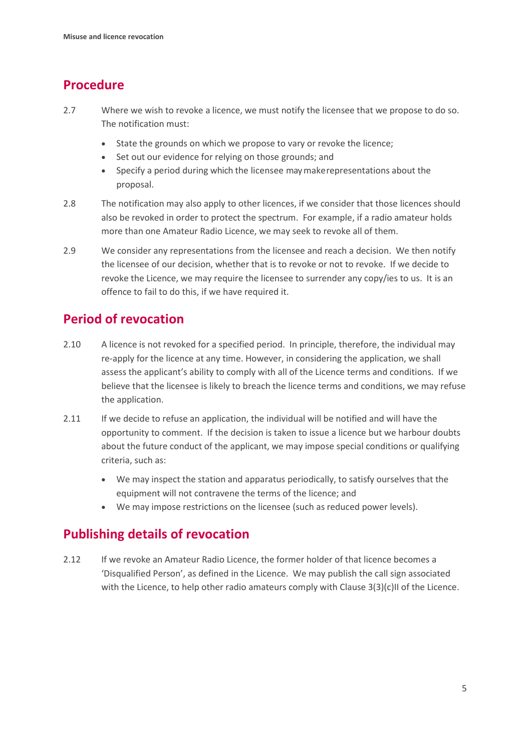## Procedure

2.7 Where we wish to revoke a licence, we must notify the licensee that we propose to do so. The notification must:

- State the grounds on which we propose to vary or revoke the licence;
- Set out our evidence for relying on those grounds; and
- Specify a period during which the licensee may make representations about the proposal.

2.8 The notification may also apply to other licences, if we consider that those licences should also be revoked in order to protect the spectrum. For example, if a radio amateur holds more than one Amateur Radio Licence, we may seek to revoke all of them.

2.9 We consider any representations from the licensee and reach a decision. We then notify the licensee of our decision, whether that is to revoke or not to revoke. If we decide to revoke the Licence, we may require the licensee to surrender any copy/ies to us. It is an offence to fail to do this, if we have required it.

## Period of revocation

2.10 A licence is not revoked for a specified period. In principle, therefore, the individual may re-apply for the licence at any time. However, in considering the application, we shall assess the applicant's ability to comply with all of the Licence terms and conditions. If we believe that the licensee is likely to breach the licence terms and conditions, we may refuse the application.

2.11 If we decide to refuse an application, the individual will be notified and will have the opportunity to comment. If the decision is taken to issue a licence but we harbour doubts about the future conduct of the applicant, we may impose special conditions or qualifying criteria, such as:

- We may inspect the station and apparatus periodically, to satisfy ourselves that the equipment will not contravene the terms of the licence; and
- We may impose restrictions on the licensee (such as reduced power levels).

## Publishing details of revocation

2.12 If we revoke an Amateur Radio Licence, the former holder of that licence becomes a 'Disqualified Person', as defined in the Licence. We may publish the call sign associated with the Licence, to help other radio amateurs comply with Clause 3(3)(c)II of the Licence.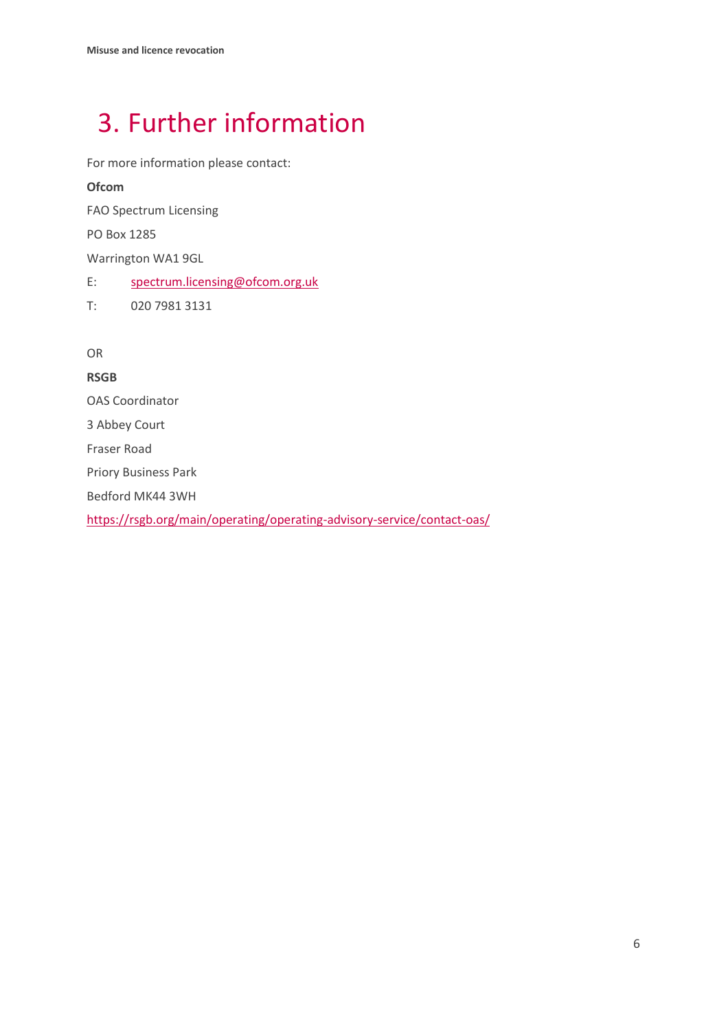# 3. Further information

For more information please contact:

**Ofcom**

FAO Spectrum Licensing

PO Box 1285

Warrington WA1 9GL

E: spectrum.licensing@ofcom.org.uk

T: 020 7981 3131

OR

**RSGB**

OAS Coordinator

3 Abbey Court

Fraser Road

Priory Business Park

Bedford MK44 3WH

https://rsgb.org/main/operating/operating-advisory-service/contact-oas/